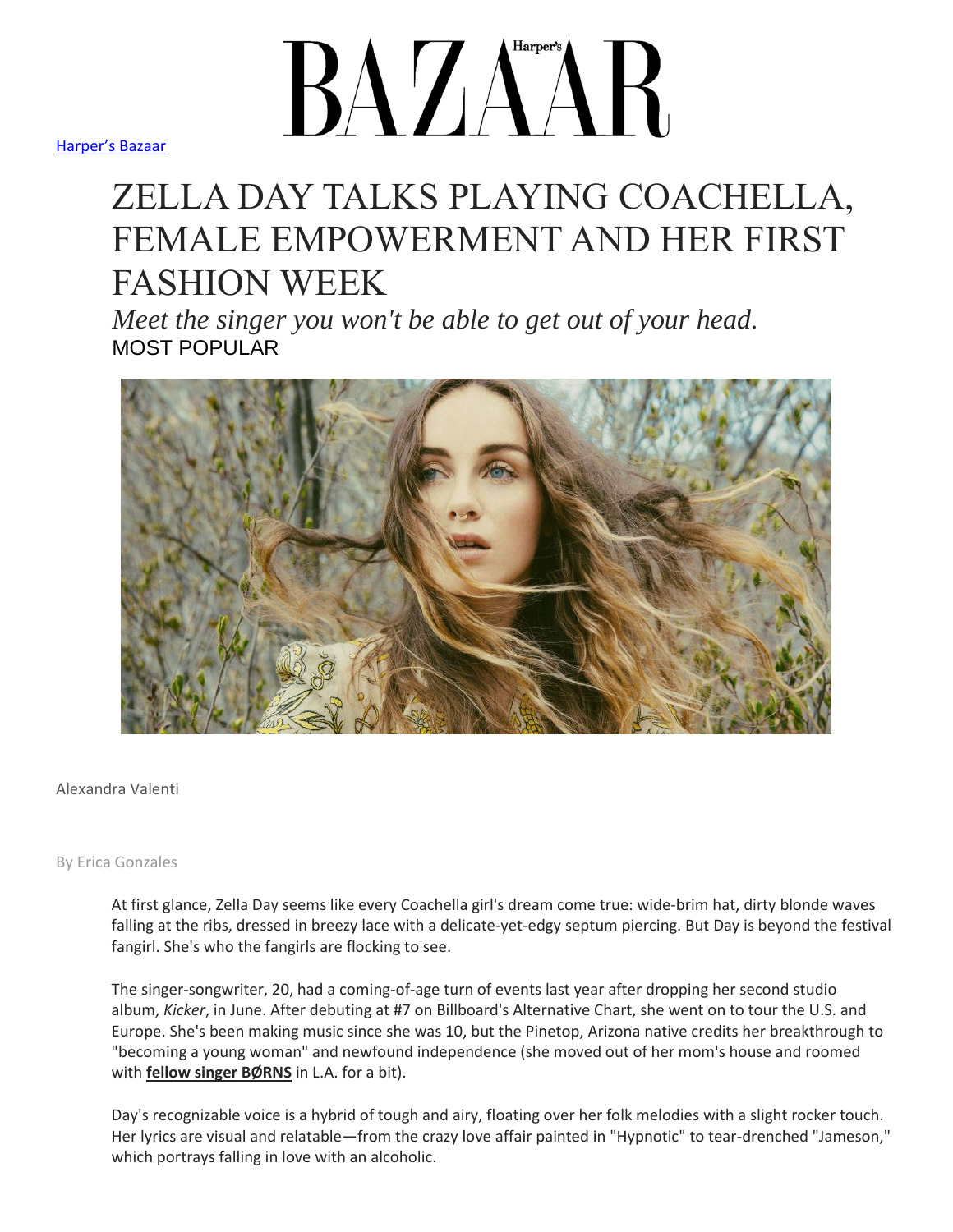Harper's Bazaar

# ZELLA DAY TALKS PLAYING COACHELLA, FEMALE EMPOWERMENT AND HER FIRST FASHION WEEK

*Meet the singer you won't be able to get out of your head.*

MOST POPULAR

Alexandra Valenti

By Erica Gonzales

At first glance, Zella Day seems like every Coachella girl's dream come true: wide-brim hat, dirty blonde waves falling at the ribs, dressed in breezy lace with a delicate-yet-edgy septum piercing. But Day is beyond the festival fangirl. She's who the fangirls are flocking to see.

The singer-songwriter, 20, had a coming-of-age turn of events last year after dropping her second studio album, *Kicker*, in June. After debuting at #7 on Billboard's Alternative Chart, she went on to tour the U.S. and Europe. She's been making music since she was 10, but the Pinetop, Arizona native credits her breakthrough to "becoming a young woman" and newfound independence (she moved out of her mom's house and roomed with **fellow singer BØRNS** in L.A. for a bit).

Day's recognizable voice is a hybrid of tough and airy, floating over her folk melodies with a slight rocker touch. Her lyrics are visual and relatable—from the crazy love affair painted in "Hypnotic" to tear-drenched "Jameson," which portrays falling in love with an alcoholic.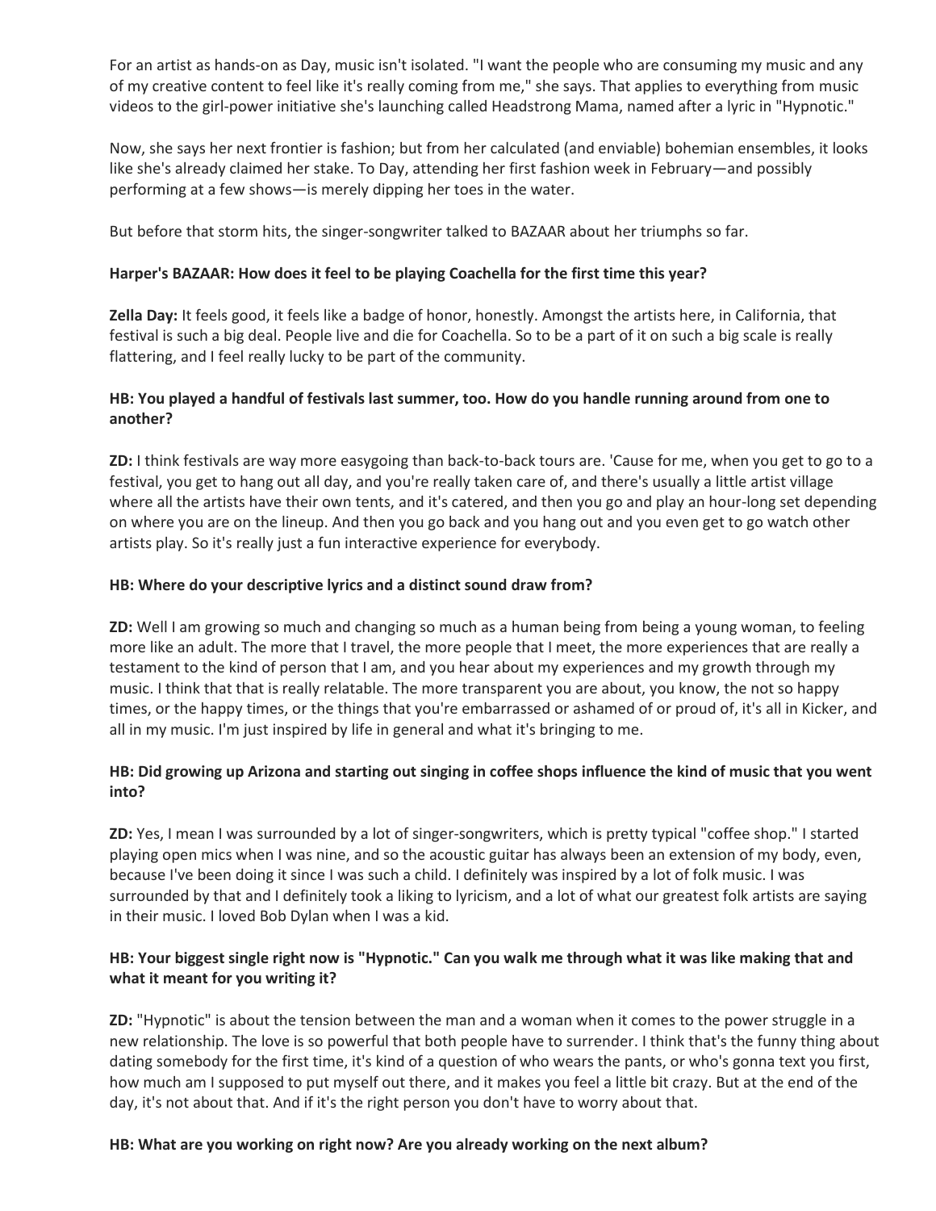For an artist as hands-on as Day, music isn't isolated. "I want the people who are consuming my music and any of my creative content to feel like it's really coming from me," she says. That applies to everything from music videos to the girl-power initiative she's launching called Headstrong Mama, named after a lyric in "Hypnotic."

Now, she says her next frontier is fashion; but from her calculated (and enviable) bohemian ensembles, it looks like she's already claimed her stake. To Day, attending her first fashion week in February—and possibly performing at a few shows—is merely dipping her toes in the water.

But before that storm hits, the singer-songwriter talked to BAZAAR about her triumphs so far.

**Harper's BAZAAR: How does it feel to be playing Coachella for the first time this year?**

**Zella Day:** It feels good, it feels like a badge of honor, honestly. Amongst the artists here, in California, that festival is such a big deal. People live and die for Coachella. So to be a part of it on such a big scale is really flattering, and I feel really lucky to be part of the community.

**HB: You played a handful of festivals last summer, too. How do you handle running around from one to another?**

**ZD:** I think festivals are way more easygoing than back-to-back tours are. 'Cause for me, when you get to go to a festival, you get to hang out all day, and you're really taken care of, and there's usually a little artist village where all the artists have their own tents, and it's catered, and then you go and play an hour-long set depending on where you are on the lineup. And then you go back and you hang out and you even get to go watch other artists play. So it's really just a fun interactive experience for everybody.

**HB: Where do your descriptive lyrics and a distinct sound draw from?**

**ZD:** Well I am growing so much and changing so much as a human being from being a young woman, to feeling more like an adult. The more that I travel, the more people that I meet, the more experiences that are really a testament to the kind of person that I am, and you hear about my experiences and my growth through my music. I think that that is really relatable. The more transparent you are about, you know, the not so happy times, or the happy times, or the things that you're embarrassed or ashamed of or proud of, it's all in Kicker, and all in my music. I'm just inspired by life in general and what it's bringing to me.

**HB: Did growing up Arizona and starting out singing in coffee shops influence the kind of music that you went into?**

**ZD:** Yes, I mean I was surrounded by a lot of singer-songwriters, which is pretty typical "coffee shop." I started playing open mics when I was nine, and so the acoustic guitar has always been an extension of my body, even, because I've been doing it since I was such a child. I definitely was inspired by a lot of folk music. I was surrounded by that and I definitely took a liking to lyricism, and a lot of what our greatest folk artists are saying in their music. I loved Bob Dylan when I was a kid.

**HB: Your biggest single right now is "Hypnotic." Can you walk me through what it was like making that and what it meant for you writing it?**

**ZD:** "Hypnotic" is about the tension between the man and a woman when it comes to the power struggle in a new relationship. The love is so powerful that both people have to surrender. I think that's the funny thing about dating somebody for the first time, it's kind of a question of who wears the pants, or who's gonna text you first, how much am I supposed to put myself out there, and it makes you feel a little bit crazy. But at the end of the day, it's not about that. And if it's the right person you don't have to worry about that.

**HB: What are you working on right now? Are you already working on the next album?**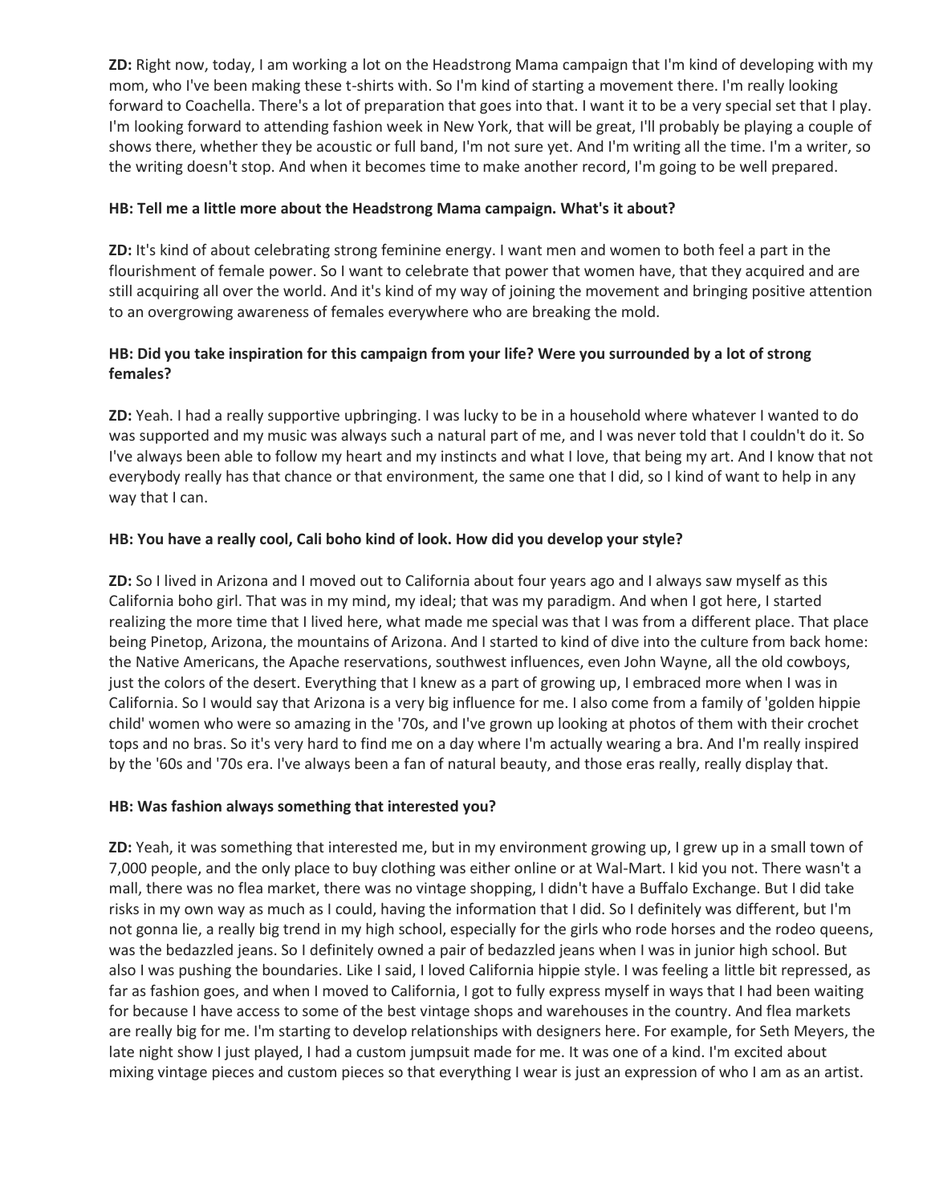**ZD:** Right now, today, I am working a lot on the Headstrong Mama campaign that I'm kind of developing with my mom, who I've been making these t-shirts with. So I'm kind of starting a movement there. I'm really looking forward to Coachella. There's a lot of preparation that goes into that. I want it to be a very special set that I play. I'm looking forward to attending fashion week in New York, that will be great, I'll probably be playing a couple of shows there, whether they be acoustic or full band, I'm not sure yet. And I'm writing all the time. I'm a writer, so the writing doesn't stop. And when it becomes time to make another record, I'm going to be well prepared.

**HB: Tell me a little more about the Headstrong Mama campaign. What's it about?**

**ZD:** It's kind of about celebrating strong feminine energy. I want men and women to both feel a part in the flourishment of female power. So I want to celebrate that power that women have, that they acquired and are still acquiring all over the world. And it's kind of my way of joining the movement and bringing positive attention to an overgrowing awareness of females everywhere who are breaking the mold.

**HB: Did you take inspiration for this campaign from your life? Were you surrounded by a lot of strong females?**

**ZD:** Yeah. I had a really supportive upbringing. I was lucky to be in a household where whatever I wanted to do was supported and my music was always such a natural part of me, and I was never told that I couldn't do it. So I've always been able to follow my heart and my instincts and what I love, that being my art. And I know that not everybody really has that chance or that environment, the same one that I did, so I kind of want to help in any way that I can.

**HB: You have a really cool, Cali boho kind of look. How did you develop your style?**

**ZD:** So I lived in Arizona and I moved out to California about four years ago and I always saw myself as this California boho girl. That was in my mind, my ideal; that was my paradigm. And when I got here, I started realizing the more time that I lived here, what made me special was that I was from a different place. That place being Pinetop, Arizona, the mountains of Arizona. And I started to kind of dive into the culture from back home: the Native Americans, the Apache reservations, southwest influences, even John Wayne, all the old cowboys, just the colors of the desert. Everything that I knew as a part of growing up, I embraced more when I was in California. So I would say that Arizona is a very big influence for me. I also come from a family of 'golden hippie child' women who were so amazing in the '70s, and I've grown up looking at photos of them with their crochet tops and no bras. So it's very hard to find me on a day where I'm actually wearing a bra. And I'm really inspired by the '60s and '70s era. I've always been a fan of natural beauty, and those eras really, really display that.

**HB: Was fashion always something that interested you?**

**ZD:** Yeah, it was something that interested me, but in my environment growing up, I grew up in a small town of 7,000 people, and the only place to buy clothing was either online or at Wal-Mart. I kid you not. There wasn't a mall, there was no flea market, there was no vintage shopping, I didn't have a Buffalo Exchange. But I did take risks in my own way as much as I could, having the information that I did. So I definitely was different, but I'm not gonna lie, a really big trend in my high school, especially for the girls who rode horses and the rodeo queens, was the bedazzled jeans. So I definitely owned a pair of bedazzled jeans when I was in junior high school. But also I was pushing the boundaries. Like I said, I loved California hippie style. I was feeling a little bit repressed, as far as fashion goes, and when I moved to California, I got to fully express myself in ways that I had been waiting for because I have access to some of the best vintage shops and warehouses in the country. And flea markets are really big for me. I'm starting to develop relationships with designers here. For example, for Seth Meyers, the late night show I just played, I had a custom jumpsuit made for me. It was one of a kind. I'm excited about mixing vintage pieces and custom pieces so that everything I wear is just an expression of who I am as an artist.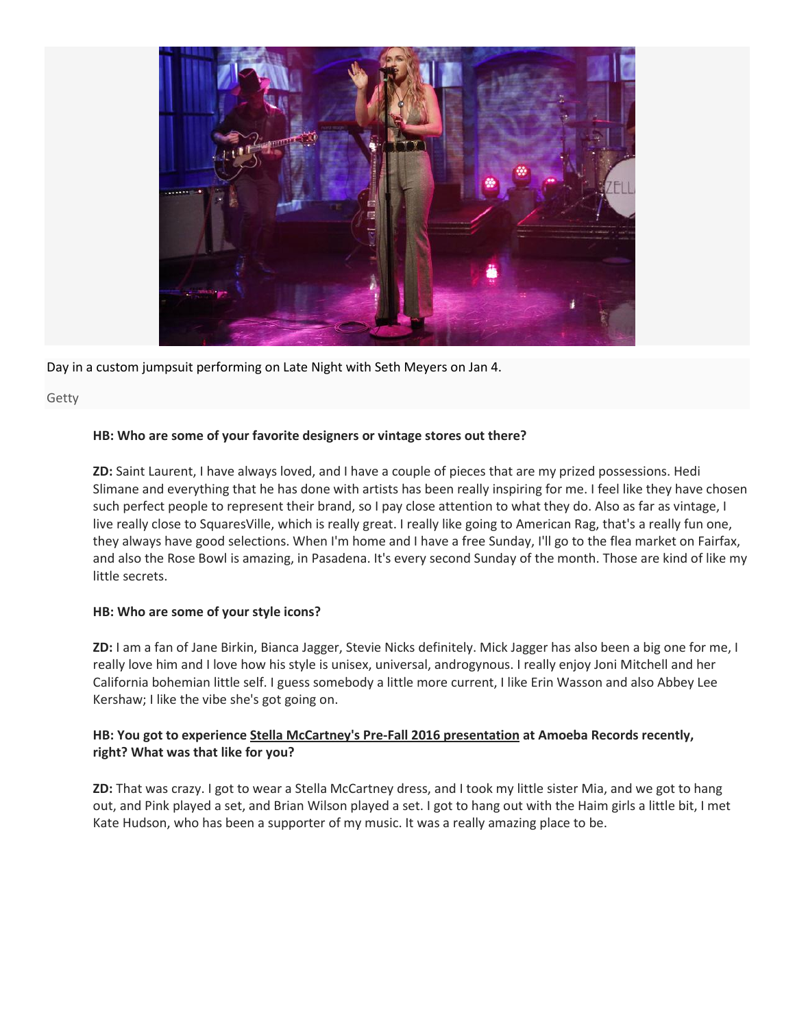Day in a custom jumpsuit performing on Late Night with Seth Meyers on Jan 4.

Getty

**HB: Who are some of your favorite designers or vintage stores out there?**

**ZD:** Saint Laurent, I have always loved, and I have a couple of pieces that are my prized possessions. Hedi Slimane and everything that he has done with artists has been really inspiring for me. I feel like they have chosen such perfect people to represent their brand, so I pay close attention to what they do. Also as far as vintage, I live really close to SquaresVille, which is really great. I really like going to American Rag, that's a really fun one, they always have good selections. When I'm home and I have a free Sunday, I'll go to the flea market on Fairfax, and also the Rose Bowl is amazing, in Pasadena. It's every second Sunday of the month. Those are kind of like my little secrets.

**HB: Who are some of your style icons?**

**ZD:** I am a fan of Jane Birkin, Bianca Jagger, Stevie Nicks definitely. Mick Jagger has also been a big one for me, I really love him and I love how his style is unisex, universal, androgynous. I really enjoy Joni Mitchell and her California bohemian little self. I guess somebody a little more current, I like Erin Wasson and also Abbey Lee Kershaw; I like the vibe she's got going on.

**HB: You got to experience Stella McCartney's Pre-Fall 2016 presentation at Amoeba Records recently, right? What was that like for you?**

**ZD:** That was crazy. I got to wear a Stella McCartney dress, and I took my little sister Mia, and we got to hang out, and Pink played a set, and Brian Wilson played a set. I got to hang out with the Haim girls a little bit, I met Kate Hudson, who has been a supporter of my music. It was a really amazing place to be.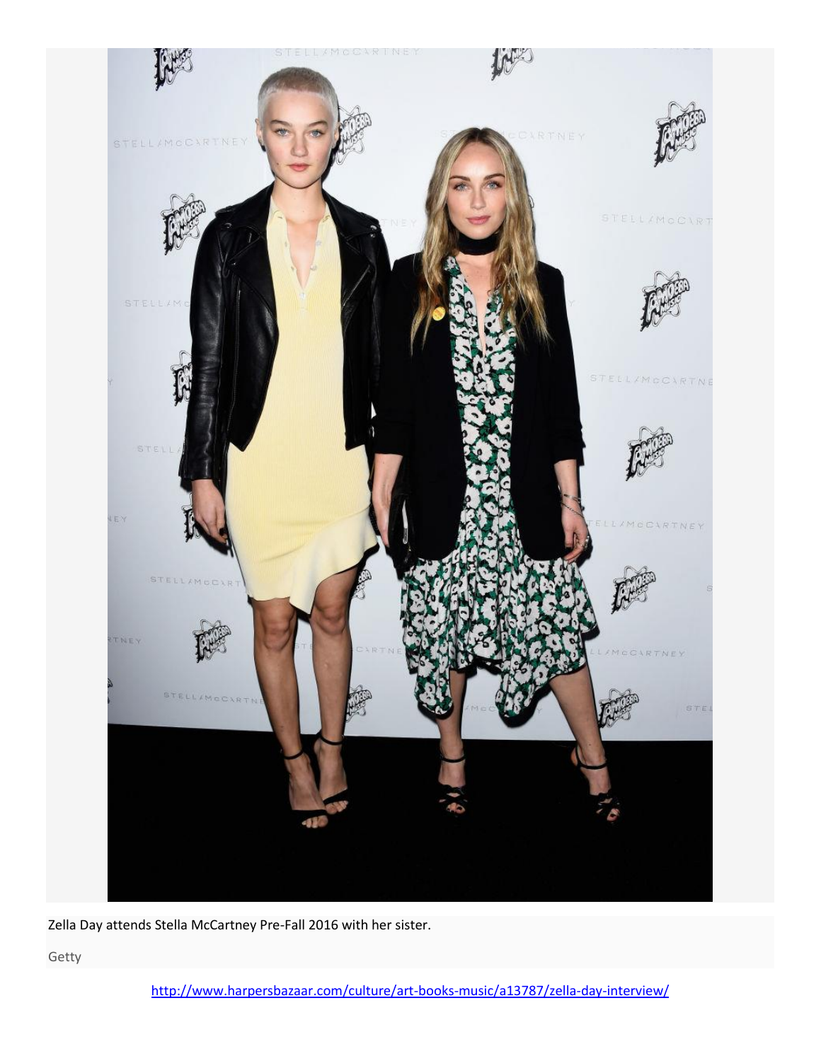Zella Day attends Stella McCartney Pre-Fall 2016 with her sister.

Getty

http://www.harpersbazaar.com/culture/art-books-music/a13787/zella-day-interview/